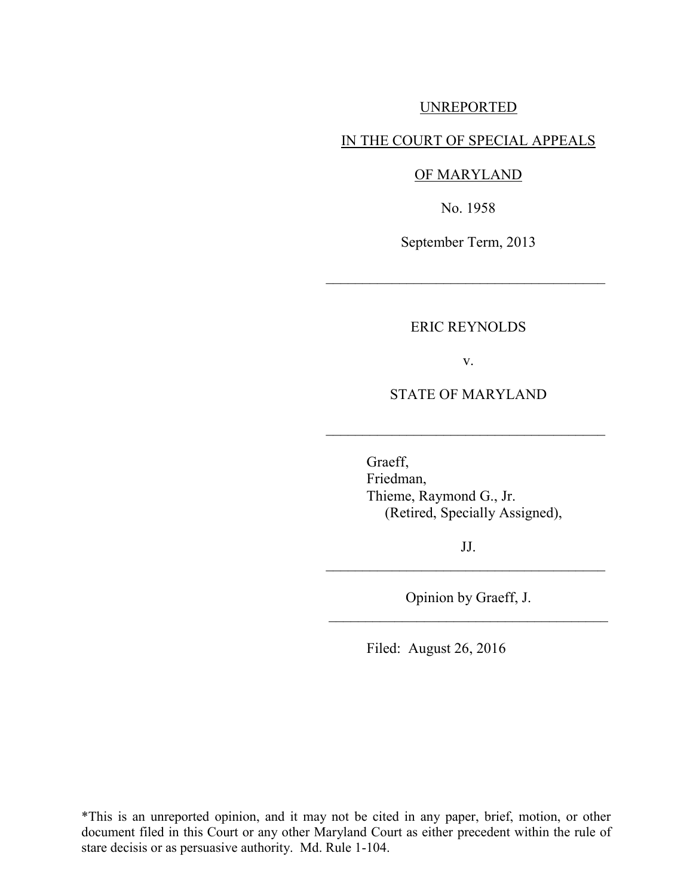UNREPORTED

IN THE COURT OF SPECIAL APPEALS

OF MARYLAND

No. 1958

September Term, 2013

---

ERIC REYNOLDS

v.

STATE OF MARYLAND

---

Graeff,
Friedman,
Thieme, Raymond G., Jr.
(Retired, Specially Assigned),

JJ.

---

Opinion by Graeff, J.

---

Filed: August 26, 2016

*This is an unreported opinion, and it may not be cited in any paper, brief, motion, or other document filed in this Court or any other Maryland Court as either precedent within the rule of stare decisis or as persuasive authority. Md. Rule 1-104.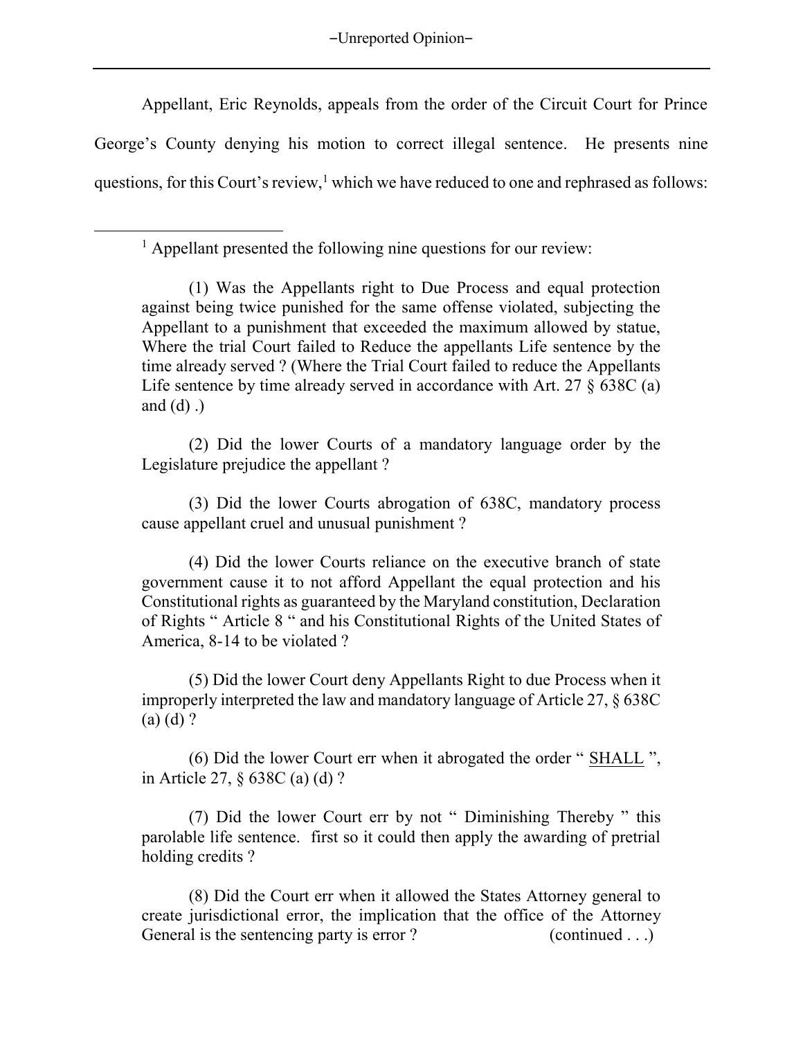Appellant, Eric Reynolds, appeals from the order of the Circuit Court for Prince George's County denying his motion to correct illegal sentence. He presents nine questions, for this Court's review,[1] which we have reduced to one and rephrased as follows:

---

[1] Appellant presented the following nine questions for our review:

> (1) Was the Appellants right to Due Process and equal protection against being twice punished for the same offense violated, subjecting the Appellant to a punishment that exceeded the maximum allowed by statue, Where the trial Court failed to Reduce the appellants Life sentence by the time already served ? (Where the Trial Court failed to reduce the Appellants Life sentence by time already served in accordance with Art. 27 § 638C (a) and (d) .)
>
> (2) Did the lower Courts of a mandatory language order by the Legislature prejudice the appellant ?
>
> (3) Did the lower Courts abrogation of 638C, mandatory process cause appellant cruel and unusual punishment ?
>
> (4) Did the lower Courts reliance on the executive branch of state government cause it to not afford Appellant the equal protection and his Constitutional rights as guaranteed by the Maryland constitution, Declaration of Rights " Article 8 " and his Constitutional Rights of the United States of America, 8-14 to be violated ?
>
> (5) Did the lower Court deny Appellants Right to due Process when it improperly interpreted the law and mandatory language of Article 27, § 638C (a) (d) ?
>
> (6) Did the lower Court err when it abrogated the order " <u>SHALL</u> ", in Article 27, § 638C (a) (d) ?
>
> (7) Did the lower Court err by not " Diminishing Thereby " this parolable life sentence. first so it could then apply the awarding of pretrial holding credits ?
>
> (8) Did the Court err when it allowed the States Attorney general to create jurisdictional error, the implication that the office of the Attorney General is the sentencing party is error ? (continued . . .)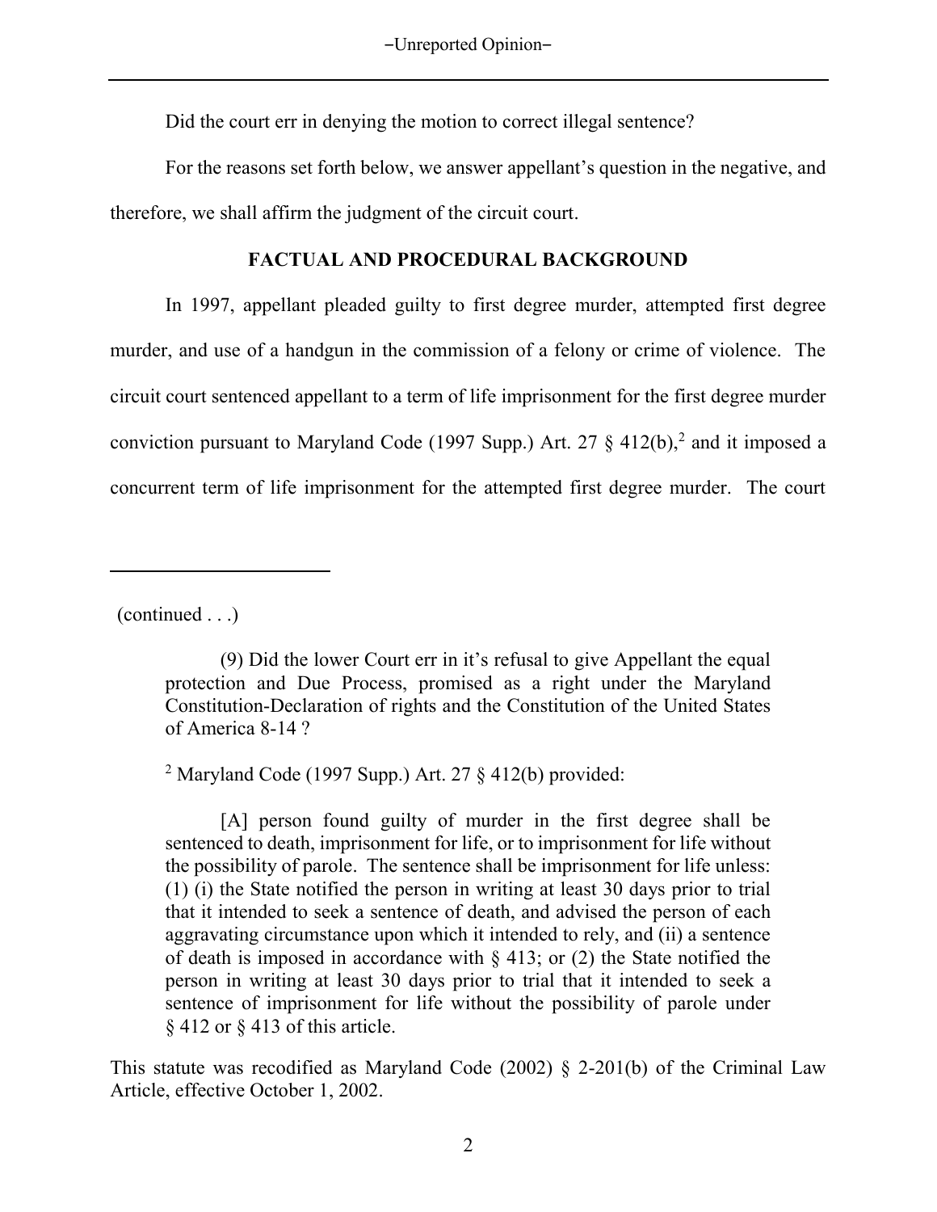Did the court err in denying the motion to correct illegal sentence?

For the reasons set forth below, we answer appellant's question in the negative, and therefore, we shall affirm the judgment of the circuit court.

## FACTUAL AND PROCEDURAL BACKGROUND

In 1997, appellant pleaded guilty to first degree murder, attempted first degree murder, and use of a handgun in the commission of a felony or crime of violence. The circuit court sentenced appellant to a term of life imprisonment for the first degree murder conviction pursuant to Maryland Code (1997 Supp.) Art. 27 § 412(b),[2] and it imposed a concurrent term of life imprisonment for the attempted first degree murder. The court

---

(continued . . .)

> (9) Did the lower Court err in it's refusal to give Appellant the equal protection and Due Process, promised as a right under the Maryland Constitution-Declaration of rights and the Constitution of the United States of America 8-14 ?

[2] Maryland Code (1997 Supp.) Art. 27 § 412(b) provided:

> [A] person found guilty of murder in the first degree shall be sentenced to death, imprisonment for life, or to imprisonment for life without the possibility of parole. The sentence shall be imprisonment for life unless: (1) (i) the State notified the person in writing at least 30 days prior to trial that it intended to seek a sentence of death, and advised the person of each aggravating circumstance upon which it intended to rely, and (ii) a sentence of death is imposed in accordance with § 413; or (2) the State notified the person in writing at least 30 days prior to trial that it intended to seek a sentence of imprisonment for life without the possibility of parole under § 412 or § 413 of this article.

This statute was recodified as Maryland Code (2002) § 2-201(b) of the Criminal Law Article, effective October 1, 2002.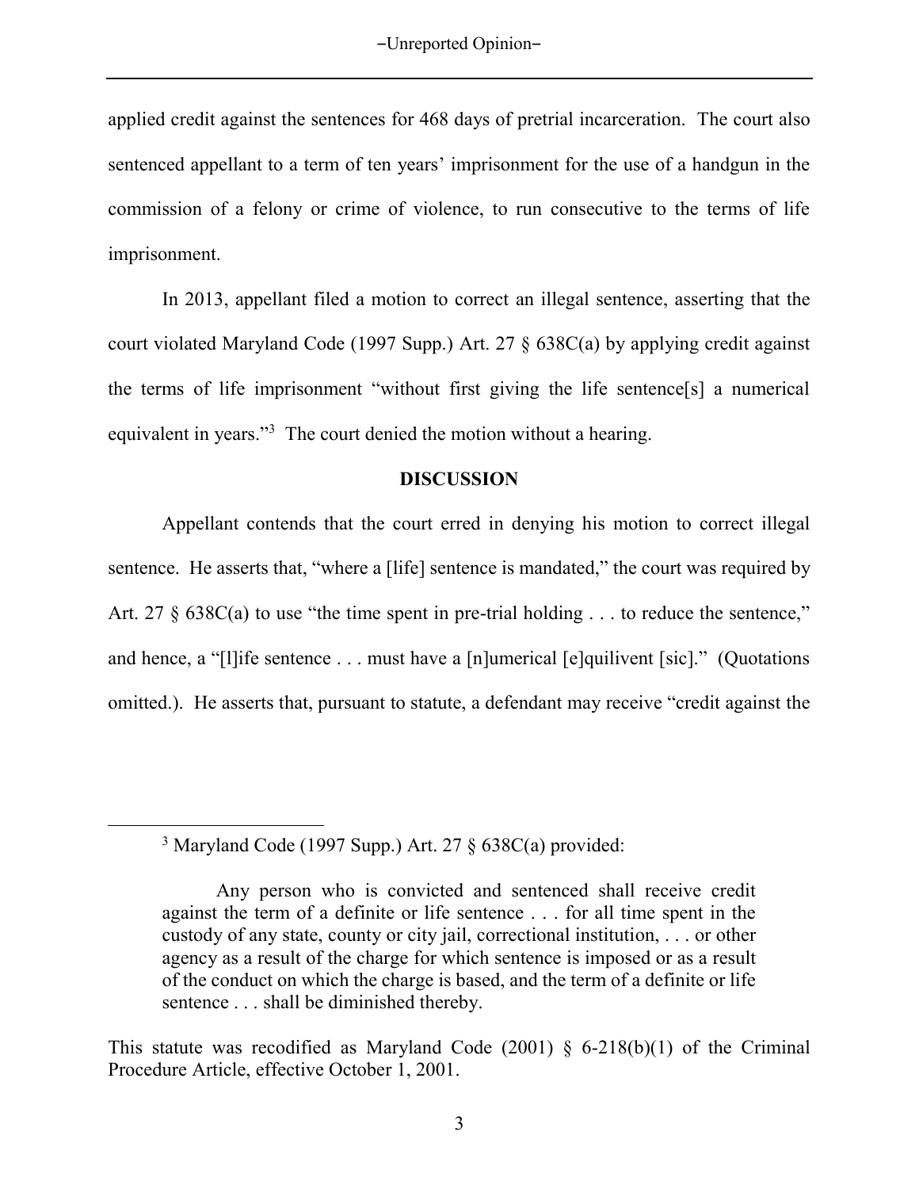applied credit against the sentences for 468 days of pretrial incarceration. The court also sentenced appellant to a term of ten years' imprisonment for the use of a handgun in the commission of a felony or crime of violence, to run consecutive to the terms of life imprisonment.

In 2013, appellant filed a motion to correct an illegal sentence, asserting that the court violated Maryland Code (1997 Supp.) Art. 27 § 638C(a) by applying credit against the terms of life imprisonment "without first giving the life sentence[s] a numerical equivalent in years."[3] The court denied the motion without a hearing.

**DISCUSSION**

Appellant contends that the court erred in denying his motion to correct illegal sentence. He asserts that, "where a [life] sentence is mandated," the court was required by Art. 27 § 638C(a) to use "the time spent in pre-trial holding . . . to reduce the sentence," and hence, a "[l]ife sentence . . . must have a [n]umerical [e]quilivent [sic]." (Quotations omitted.). He asserts that, pursuant to statute, a defendant may receive "credit against the

---

[3] Maryland Code (1997 Supp.) Art. 27 § 638C(a) provided:

> Any person who is convicted and sentenced shall receive credit against the term of a definite or life sentence . . . for all time spent in the custody of any state, county or city jail, correctional institution, . . . or other agency as a result of the charge for which sentence is imposed or as a result of the conduct on which the charge is based, and the term of a definite or life sentence . . . shall be diminished thereby.

This statute was recodified as Maryland Code (2001) § 6-218(b)(1) of the Criminal Procedure Article, effective October 1, 2001.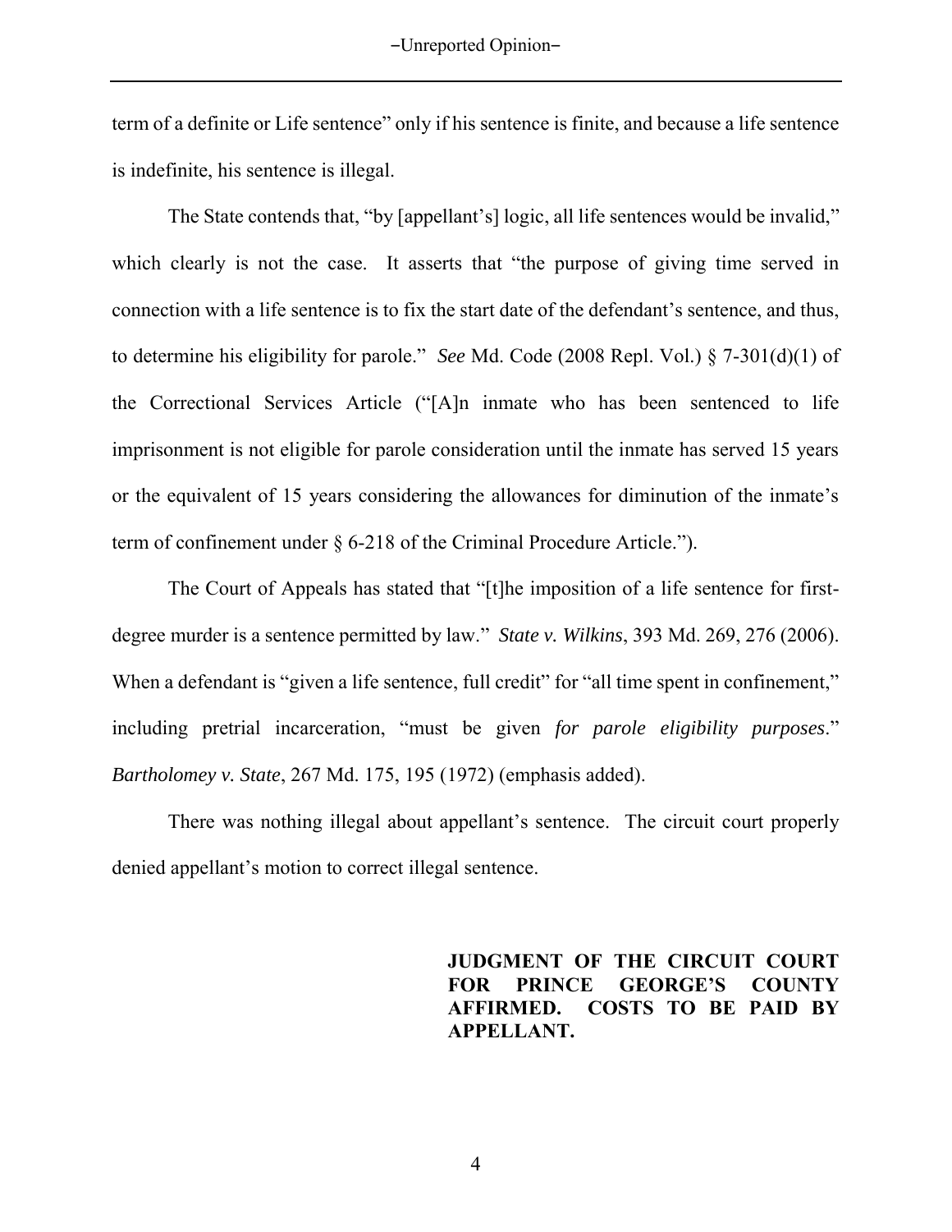term of a definite or Life sentence" only if his sentence is finite, and because a life sentence is indefinite, his sentence is illegal.

The State contends that, "by [appellant's] logic, all life sentences would be invalid," which clearly is not the case. It asserts that "the purpose of giving time served in connection with a life sentence is to fix the start date of the defendant's sentence, and thus, to determine his eligibility for parole." *See* Md. Code (2008 Repl. Vol.) § 7-301(d)(1) of the Correctional Services Article ("[A]n inmate who has been sentenced to life imprisonment is not eligible for parole consideration until the inmate has served 15 years or the equivalent of 15 years considering the allowances for diminution of the inmate's term of confinement under § 6-218 of the Criminal Procedure Article.").

The Court of Appeals has stated that "[t]he imposition of a life sentence for first-degree murder is a sentence permitted by law." *State v. Wilkins*, 393 Md. 269, 276 (2006). When a defendant is "given a life sentence, full credit" for "all time spent in confinement," including pretrial incarceration, "must be given *for parole eligibility purposes*." *Bartholomey v. State*, 267 Md. 175, 195 (1972) (emphasis added).

There was nothing illegal about appellant's sentence. The circuit court properly denied appellant's motion to correct illegal sentence.

**JUDGMENT OF THE CIRCUIT COURT FOR PRINCE GEORGE'S COUNTY AFFIRMED. COSTS TO BE PAID BY APPELLANT.**